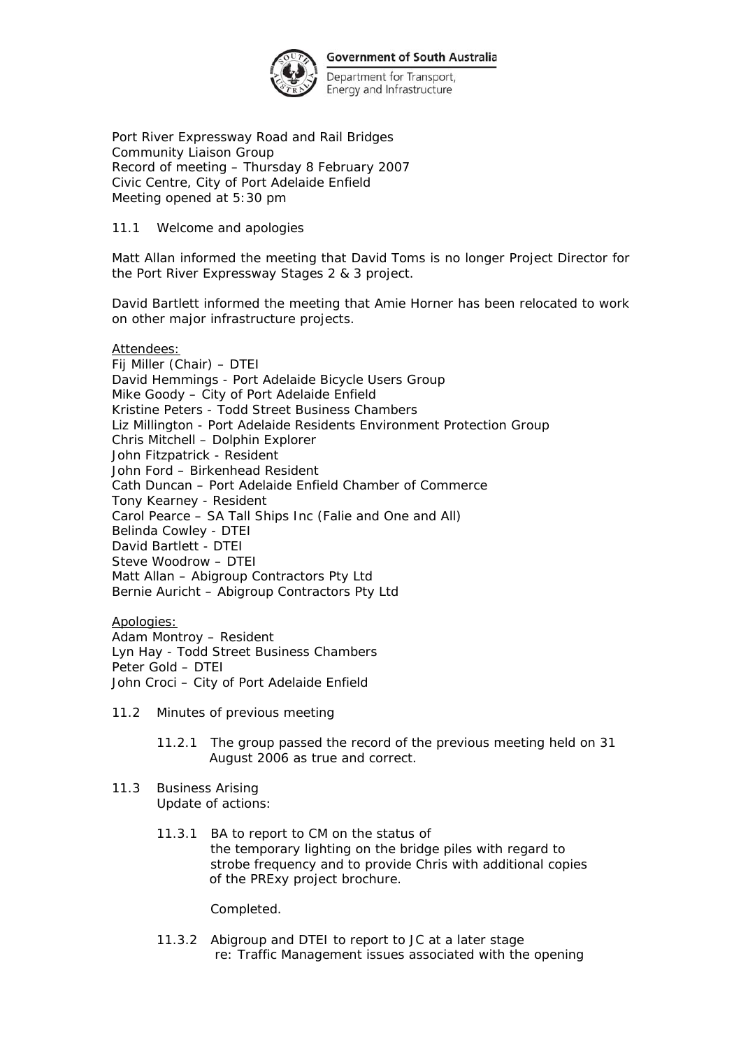Government of South Australia

Department for Transport, Energy and Infrastructure

Port River Expressway Road and Rail Bridges
Community Liaison Group
Record of meeting – Thursday 8 February 2007
Civic Centre, City of Port Adelaide Enfield
Meeting opened at 5:30 pm

11.1 Welcome and apologies

Matt Allan informed the meeting that David Toms is no longer Project Director for the Port River Expressway Stages 2 & 3 project.

David Bartlett informed the meeting that Amie Horner has been relocated to work on other major infrastructure projects.

Attendees:
Fij Miller (Chair) – DTEI
David Hemmings - Port Adelaide Bicycle Users Group
Mike Goody – City of Port Adelaide Enfield
Kristine Peters - Todd Street Business Chambers
Liz Millington - Port Adelaide Residents Environment Protection Group
Chris Mitchell – Dolphin Explorer
John Fitzpatrick - Resident
John Ford – Birkenhead Resident
Cath Duncan – Port Adelaide Enfield Chamber of Commerce
Tony Kearney - Resident
Carol Pearce – SA Tall Ships Inc (Falie and One and All)
Belinda Cowley - DTEI
David Bartlett - DTEI
Steve Woodrow – DTEI
Matt Allan – Abigroup Contractors Pty Ltd
Bernie Auricht – Abigroup Contractors Pty Ltd

Apologies:
Adam Montroy – Resident
Lyn Hay - Todd Street Business Chambers
Peter Gold – DTEI
John Croci – City of Port Adelaide Enfield

11.2 Minutes of previous meeting

11.2.1 The group passed the record of the previous meeting held on 31 August 2006 as true and correct.

11.3 Business Arising
Update of actions:

11.3.1 BA to report to CM on the status of the temporary lighting on the bridge piles with regard to strobe frequency and to provide Chris with additional copies of the PRExy project brochure.

Completed.

11.3.2 Abigroup and DTEI to report to JC at a later stage re: Traffic Management issues associated with the opening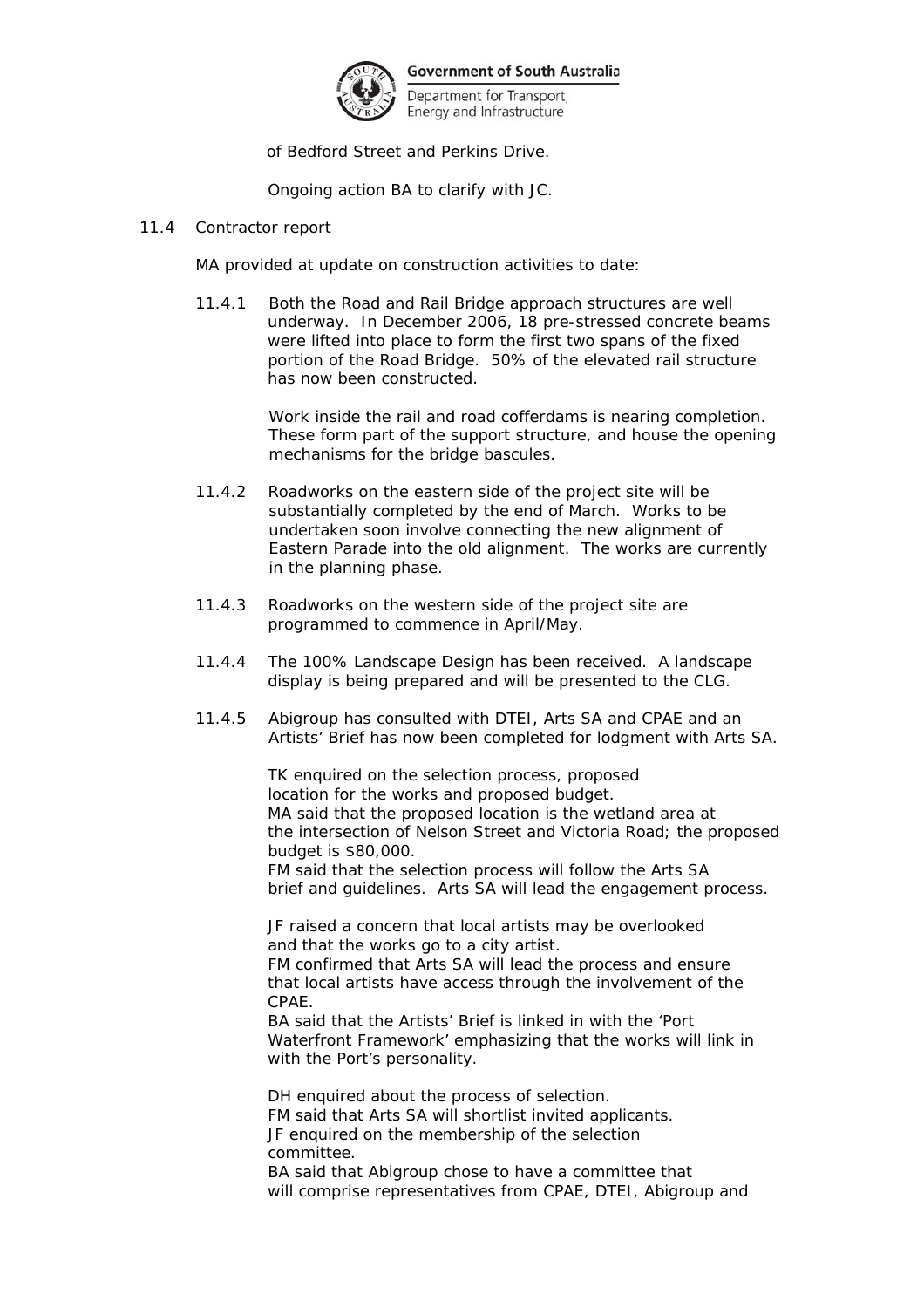of Bedford Street and Perkins Drive.

Ongoing action BA to clarify with JC.

11.4 Contractor report

MA provided at update on construction activities to date:

11.4.1 Both the Road and Rail Bridge approach structures are well underway. In December 2006, 18 pre-stressed concrete beams were lifted into place to form the first two spans of the fixed portion of the Road Bridge. 50% of the elevated rail structure has now been constructed.

Work inside the rail and road cofferdams is nearing completion. These form part of the support structure, and house the opening mechanisms for the bridge bascules.

11.4.2 Roadworks on the eastern side of the project site will be substantially completed by the end of March. Works to be undertaken soon involve connecting the new alignment of Eastern Parade into the old alignment. The works are currently in the planning phase.

11.4.3 Roadworks on the western side of the project site are programmed to commence in April/May.

11.4.4 The 100% Landscape Design has been received. A landscape display is being prepared and will be presented to the CLG.

11.4.5 Abigroup has consulted with DTEI, Arts SA and CPAE and an Artists' Brief has now been completed for lodgment with Arts SA.

TK enquired on the selection process, proposed location for the works and proposed budget.
MA said that the proposed location is the wetland area at the intersection of Nelson Street and Victoria Road; the proposed budget is $80,000.
FM said that the selection process will follow the Arts SA brief and guidelines. Arts SA will lead the engagement process.

JF raised a concern that local artists may be overlooked and that the works go to a city artist.
FM confirmed that Arts SA will lead the process and ensure that local artists have access through the involvement of the CPAE.
BA said that the Artists' Brief is linked in with the 'Port Waterfront Framework' emphasizing that the works will link in with the Port's personality.

DH enquired about the process of selection.
FM said that Arts SA will shortlist invited applicants.
JF enquired on the membership of the selection committee.
BA said that Abigroup chose to have a committee that will comprise representatives from CPAE, DTEI, Abigroup and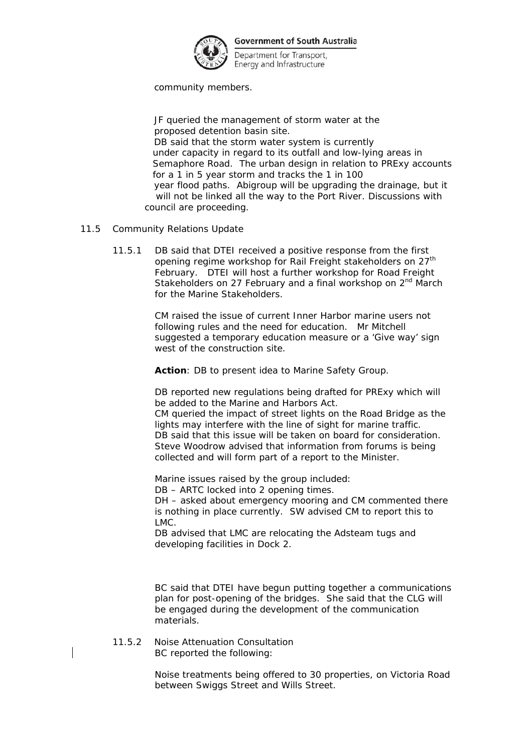community members.

JF queried the management of storm water at the proposed detention basin site.
DB said that the storm water system is currently under capacity in regard to its outfall and low-lying areas in Semaphore Road. The urban design in relation to PRExy accounts for a 1 in 5 year storm and tracks the 1 in 100 year flood paths. Abigroup will be upgrading the drainage, but it will not be linked all the way to the Port River. Discussions with council are proceeding.

11.5 Community Relations Update

11.5.1 DB said that DTEI received a positive response from the first opening regime workshop for Rail Freight stakeholders on 27th February. DTEI will host a further workshop for Road Freight Stakeholders on 27 February and a final workshop on 2nd March for the Marine Stakeholders.

CM raised the issue of current Inner Harbor marine users not following rules and the need for education. Mr Mitchell suggested a temporary education measure or a 'Give way' sign west of the construction site.

**Action**: DB to present idea to Marine Safety Group.

DB reported new regulations being drafted for PRExy which will be added to the Marine and Harbors Act.
CM queried the impact of street lights on the Road Bridge as the lights may interfere with the line of sight for marine traffic.
DB said that this issue will be taken on board for consideration.
Steve Woodrow advised that information from forums is being collected and will form part of a report to the Minister.

Marine issues raised by the group included:
DB – ARTC locked into 2 opening times.
DH – asked about emergency mooring and CM commented there is nothing in place currently. SW advised CM to report this to LMC.
DB advised that LMC are relocating the Adsteam tugs and developing facilities in Dock 2.

BC said that DTEI have begun putting together a communications plan for post-opening of the bridges. She said that the CLG will be engaged during the development of the communication materials.

11.5.2 Noise Attenuation Consultation
BC reported the following:

Noise treatments being offered to 30 properties, on Victoria Road between Swiggs Street and Wills Street.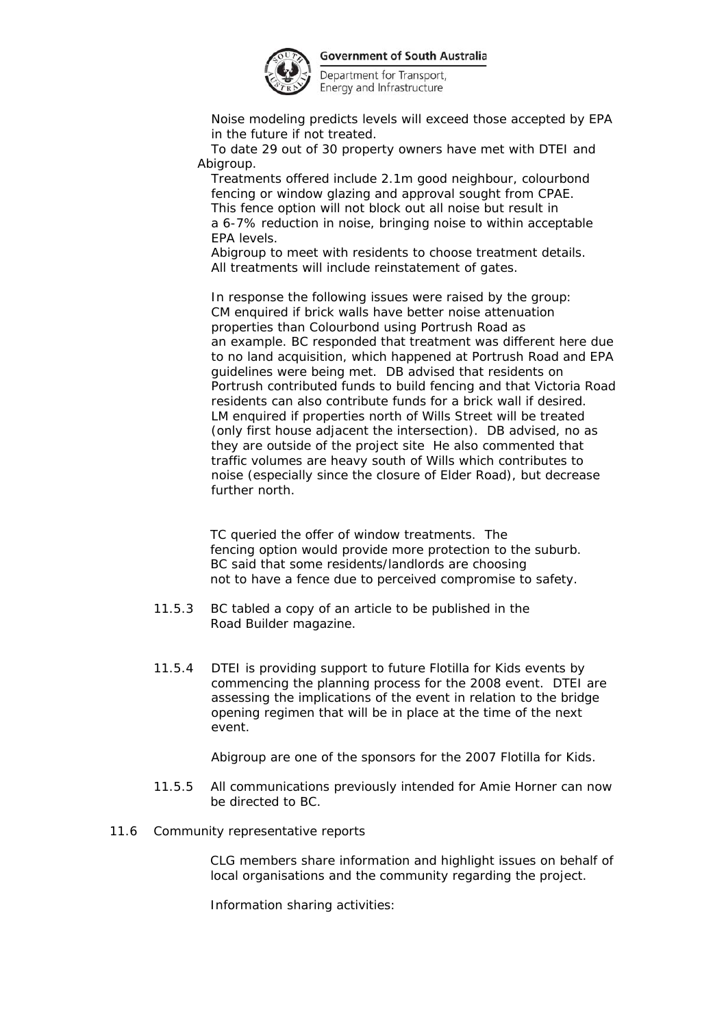Noise modeling predicts levels will exceed those accepted by EPA in the future if not treated.

To date 29 out of 30 property owners have met with DTEI and Abigroup.

Treatments offered include 2.1m good neighbour, colourbond fencing or window glazing and approval sought from CPAE. This fence option will not block out all noise but result in a 6-7% reduction in noise, bringing noise to within acceptable EPA levels.

Abigroup to meet with residents to choose treatment details. All treatments will include reinstatement of gates.

In response the following issues were raised by the group: CM enquired if brick walls have better noise attenuation properties than Colourbond using Portrush Road as an example. BC responded that treatment was different here due to no land acquisition, which happened at Portrush Road and EPA guidelines were being met. DB advised that residents on Portrush contributed funds to build fencing and that Victoria Road residents can also contribute funds for a brick wall if desired. LM enquired if properties north of Wills Street will be treated (only first house adjacent the intersection). DB advised, no as they are outside of the project site He also commented that traffic volumes are heavy south of Wills which contributes to noise (especially since the closure of Elder Road), but decrease further north.

TC queried the offer of window treatments. The fencing option would provide more protection to the suburb. BC said that some residents/landlords are choosing not to have a fence due to perceived compromise to safety.

11.5.3 BC tabled a copy of an article to be published in the Road Builder magazine.

11.5.4 DTEI is providing support to future Flotilla for Kids events by commencing the planning process for the 2008 event. DTEI are assessing the implications of the event in relation to the bridge opening regimen that will be in place at the time of the next event.

Abigroup are one of the sponsors for the 2007 Flotilla for Kids.

11.5.5 All communications previously intended for Amie Horner can now be directed to BC.

11.6 Community representative reports

CLG members share information and highlight issues on behalf of local organisations and the community regarding the project.

Information sharing activities: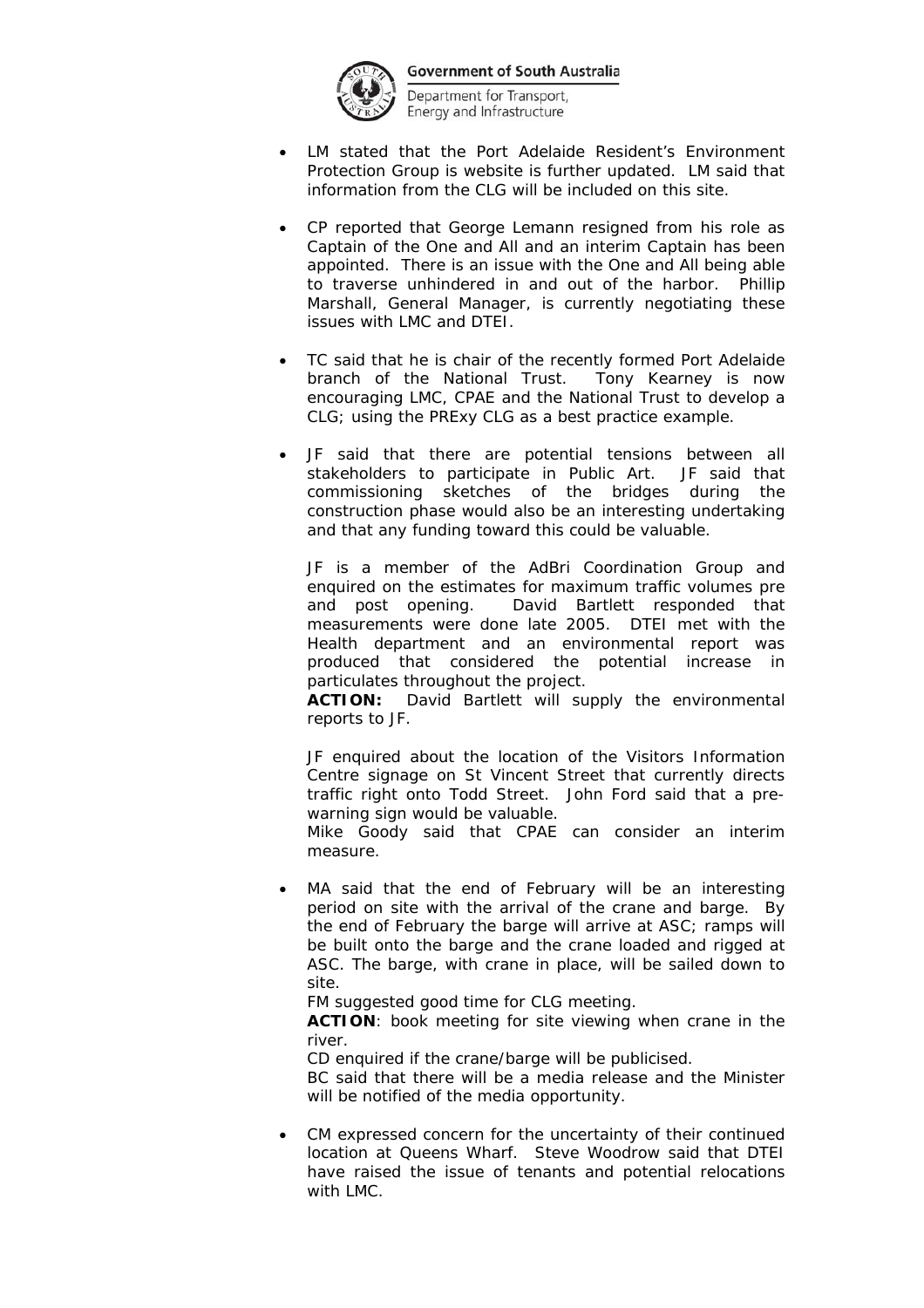- LM stated that the Port Adelaide Resident's Environment Protection Group is website is further updated. LM said that information from the CLG will be included on this site.

- CP reported that George Lemann resigned from his role as Captain of the One and All and an interim Captain has been appointed. There is an issue with the One and All being able to traverse unhindered in and out of the harbor. Phillip Marshall, General Manager, is currently negotiating these issues with LMC and DTEI.

- TC said that he is chair of the recently formed Port Adelaide branch of the National Trust. Tony Kearney is now encouraging LMC, CPAE and the National Trust to develop a CLG; using the PRExy CLG as a best practice example.

- JF said that there are potential tensions between all stakeholders to participate in Public Art. JF said that commissioning sketches of the bridges during the construction phase would also be an interesting undertaking and that any funding toward this could be valuable.

  JF is a member of the AdBri Coordination Group and enquired on the estimates for maximum traffic volumes pre and post opening. David Bartlett responded that measurements were done late 2005. DTEI met with the Health department and an environmental report was produced that considered the potential increase in particulates throughout the project.
  **ACTION:** David Bartlett will supply the environmental reports to JF.

  JF enquired about the location of the Visitors Information Centre signage on St Vincent Street that currently directs traffic right onto Todd Street. John Ford said that a pre-warning sign would be valuable.
  Mike Goody said that CPAE can consider an interim measure.

- MA said that the end of February will be an interesting period on site with the arrival of the crane and barge. By the end of February the barge will arrive at ASC; ramps will be built onto the barge and the crane loaded and rigged at ASC. The barge, with crane in place, will be sailed down to site.
  FM suggested good time for CLG meeting.
  **ACTION**: book meeting for site viewing when crane in the river.
  CD enquired if the crane/barge will be publicised.
  BC said that there will be a media release and the Minister will be notified of the media opportunity.

- CM expressed concern for the uncertainty of their continued location at Queens Wharf. Steve Woodrow said that DTEI have raised the issue of tenants and potential relocations with LMC.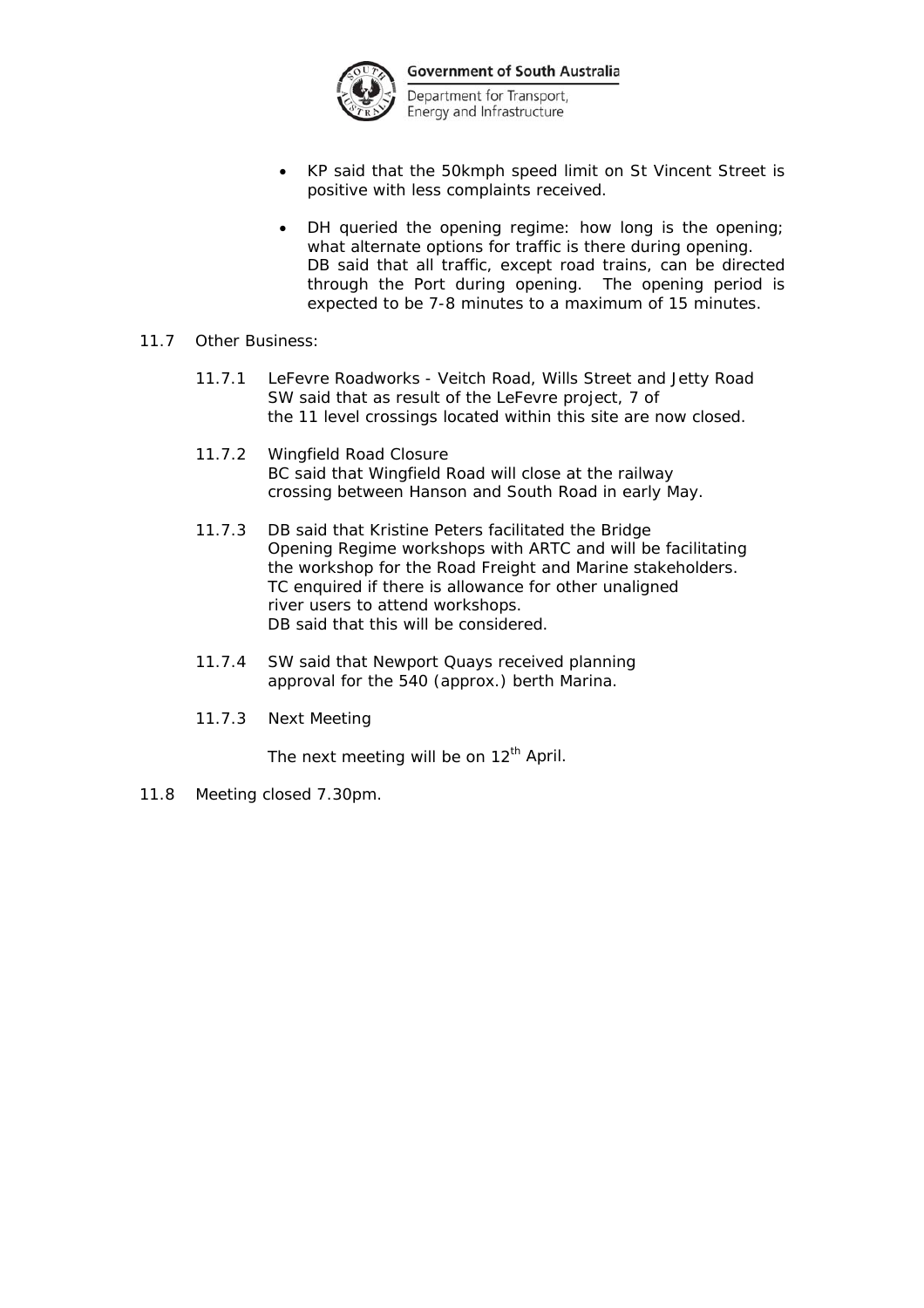- KP said that the 50kmph speed limit on St Vincent Street is positive with less complaints received.

- DH queried the opening regime: how long is the opening; what alternate options for traffic is there during opening.
  DB said that all traffic, except road trains, can be directed through the Port during opening. The opening period is expected to be 7-8 minutes to a maximum of 15 minutes.

11.7 Other Business:

11.7.1 LeFevre Roadworks - Veitch Road, Wills Street and Jetty Road
SW said that as result of the LeFevre project, 7 of the 11 level crossings located within this site are now closed.

11.7.2 Wingfield Road Closure
BC said that Wingfield Road will close at the railway crossing between Hanson and South Road in early May.

11.7.3 DB said that Kristine Peters facilitated the Bridge Opening Regime workshops with ARTC and will be facilitating the workshop for the Road Freight and Marine stakeholders.
TC enquired if there is allowance for other unaligned river users to attend workshops.
DB said that this will be considered.

11.7.4 SW said that Newport Quays received planning approval for the 540 (approx.) berth Marina.

11.7.3 Next Meeting

The next meeting will be on 12th April.

11.8 Meeting closed 7.30pm.